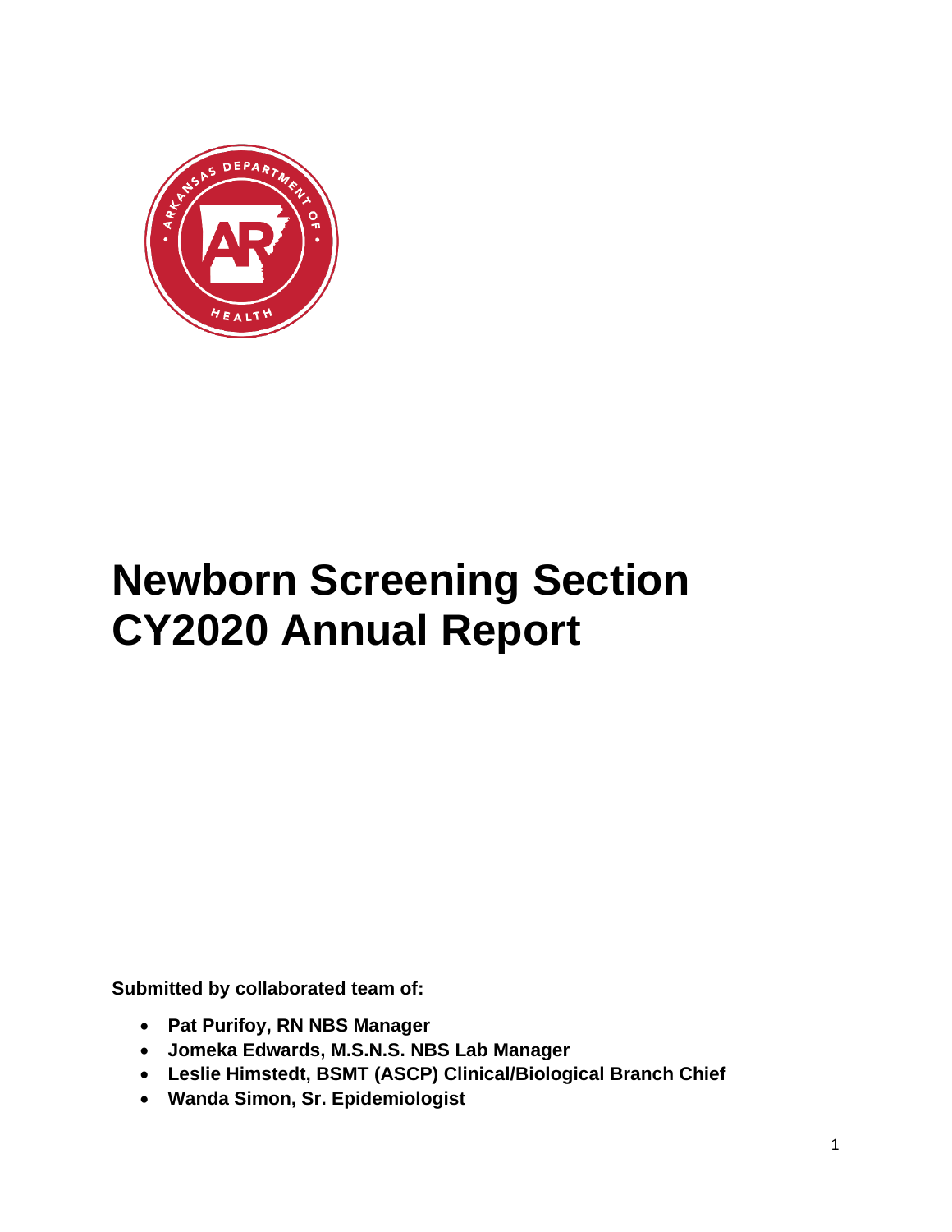# Newborn Screening Section CY2020 Annual Report

**Submitted by collaborated team of:**

- **Pat Purifoy, RN NBS Manager**
- **Jomeka Edwards, M.S.N.S. NBS Lab Manager**
- **Leslie Himstedt, BSMT (ASCP) Clinical/Biological Branch Chief**
- **Wanda Simon, Sr. Epidemiologist**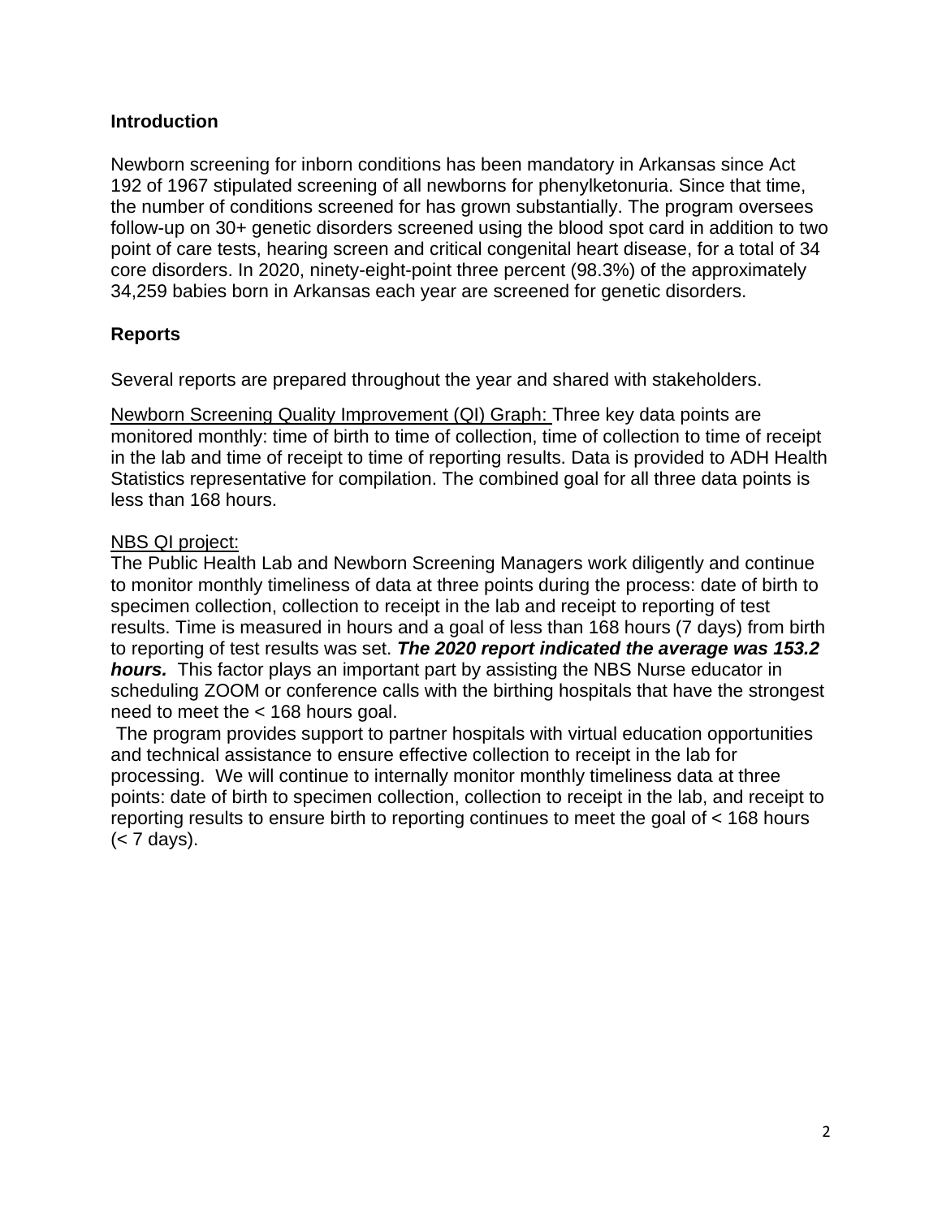## Introduction

Newborn screening for inborn conditions has been mandatory in Arkansas since Act 192 of 1967 stipulated screening of all newborns for phenylketonuria. Since that time, the number of conditions screened for has grown substantially. The program oversees follow-up on 30+ genetic disorders screened using the blood spot card in addition to two point of care tests, hearing screen and critical congenital heart disease, for a total of 34 core disorders. In 2020, ninety-eight-point three percent (98.3%) of the approximately 34,259 babies born in Arkansas each year are screened for genetic disorders.

## Reports

Several reports are prepared throughout the year and shared with stakeholders.

Newborn Screening Quality Improvement (QI) Graph: Three key data points are monitored monthly: time of birth to time of collection, time of collection to time of receipt in the lab and time of receipt to time of reporting results. Data is provided to ADH Health Statistics representative for compilation. The combined goal for all three data points is less than 168 hours.

NBS QI project:
The Public Health Lab and Newborn Screening Managers work diligently and continue to monitor monthly timeliness of data at three points during the process: date of birth to specimen collection, collection to receipt in the lab and receipt to reporting of test results. Time is measured in hours and a goal of less than 168 hours (7 days) from birth to reporting of test results was set. ***The 2020 report indicated the average was 153.2 hours.*** This factor plays an important part by assisting the NBS Nurse educator in scheduling ZOOM or conference calls with the birthing hospitals that have the strongest need to meet the < 168 hours goal.

The program provides support to partner hospitals with virtual education opportunities and technical assistance to ensure effective collection to receipt in the lab for processing. We will continue to internally monitor monthly timeliness data at three points: date of birth to specimen collection, collection to receipt in the lab, and receipt to reporting results to ensure birth to reporting continues to meet the goal of < 168 hours (< 7 days).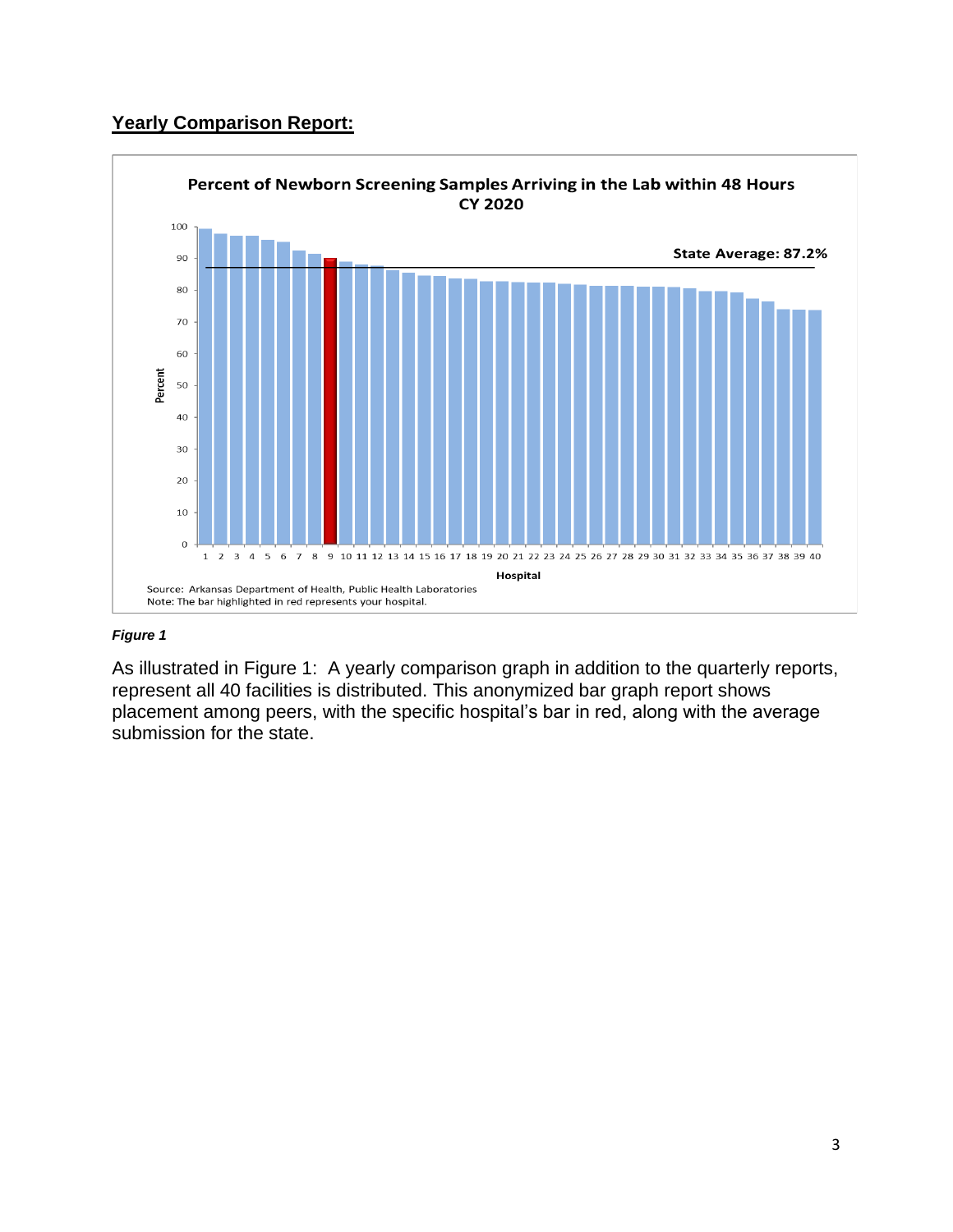## Yearly Comparison Report:

**Percent of Newborn Screening Samples Arriving in the Lab within 48 Hours CY 2020**

State Average: 87.2%

Source: Arkansas Department of Health, Public Health Laboratories
Note: The bar highlighted in red represents your hospital.

***Figure 1***

As illustrated in Figure 1: A yearly comparison graph in addition to the quarterly reports, represent all 40 facilities is distributed. This anonymized bar graph report shows placement among peers, with the specific hospital's bar in red, along with the average submission for the state.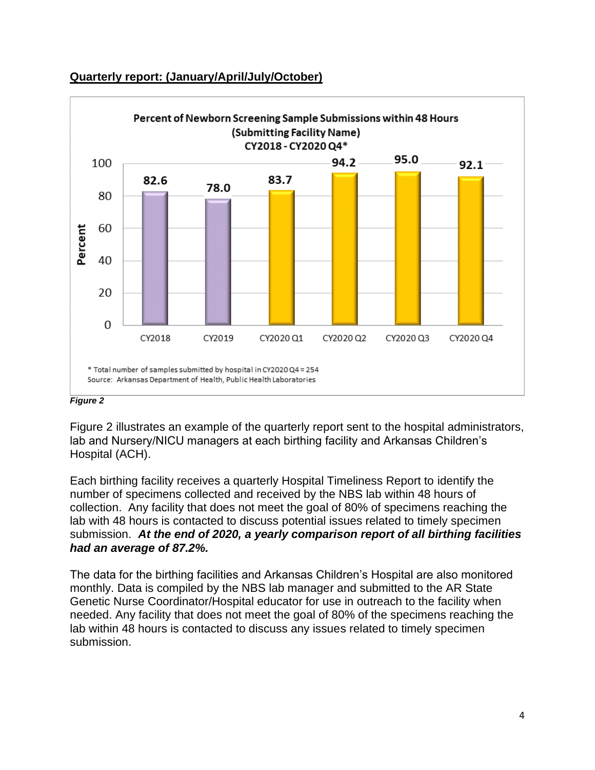**Quarterly report: (January/April/July/October)**

Percent of Newborn Screening Sample Submissions within 48 Hours
(Submitting Facility Name)
CY2018 - CY2020 Q4*

| Period | Percent |
|---|---|
| CY2018 | 82.6 |
| CY2019 | 78.0 |
| CY2020 Q1 | 83.7 |
| CY2020 Q2 | 94.2 |
| CY2020 Q3 | 95.0 |
| CY2020 Q4 | 92.1 |

\* Total number of samples submitted by hospital in CY2020 Q4 = 254
Source: Arkansas Department of Health, Public Health Laboratories

***Figure 2***

Figure 2 illustrates an example of the quarterly report sent to the hospital administrators, lab and Nursery/NICU managers at each birthing facility and Arkansas Children's Hospital (ACH).

Each birthing facility receives a quarterly Hospital Timeliness Report to identify the number of specimens collected and received by the NBS lab within 48 hours of collection. Any facility that does not meet the goal of 80% of specimens reaching the lab with 48 hours is contacted to discuss potential issues related to timely specimen submission. ***At the end of 2020, a yearly comparison report of all birthing facilities had an average of 87.2%.***

The data for the birthing facilities and Arkansas Children's Hospital are also monitored monthly. Data is compiled by the NBS lab manager and submitted to the AR State Genetic Nurse Coordinator/Hospital educator for use in outreach to the facility when needed. Any facility that does not meet the goal of 80% of the specimens reaching the lab within 48 hours is contacted to discuss any issues related to timely specimen submission.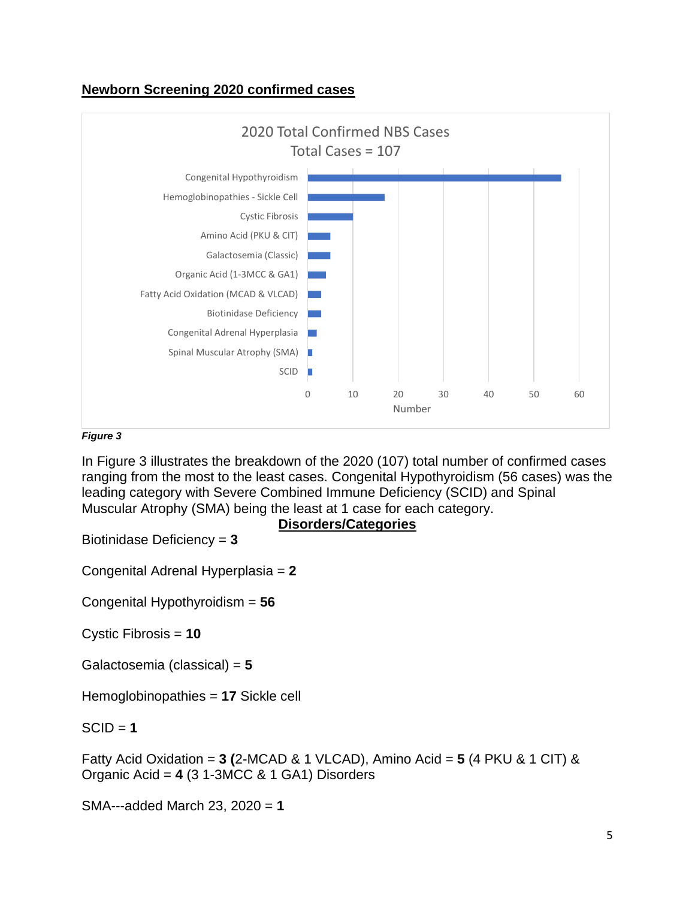## Newborn Screening 2020 confirmed cases

2020 Total Confirmed NBS Cases
Total Cases = 107

| Category | Number |
|---|---|
| Congenital Hypothyroidism | 56 |
| Hemoglobinopathies - Sickle Cell | 17 |
| Cystic Fibrosis | 10 |
| Amino Acid (PKU & CIT) | 5 |
| Galactosemia (Classic) | 5 |
| Organic Acid (1-3MCC & GA1) | 4 |
| Fatty Acid Oxidation (MCAD & VLCAD) | 3 |
| Biotinidase Deficiency | 3 |
| Congenital Adrenal Hyperplasia | 2 |
| Spinal Muscular Atrophy (SMA) | 1 |
| SCID | 1 |

***Figure 3***

In Figure 3 illustrates the breakdown of the 2020 (107) total number of confirmed cases ranging from the most to the least cases. Congenital Hypothyroidism (56 cases) was the leading category with Severe Combined Immune Deficiency (SCID) and Spinal Muscular Atrophy (SMA) being the least at 1 case for each category.

**Disorders/Categories**

Biotinidase Deficiency = **3**

Congenital Adrenal Hyperplasia = **2**

Congenital Hypothyroidism = **56**

Cystic Fibrosis = **10**

Galactosemia (classical) = **5**

Hemoglobinopathies = **17** Sickle cell

SCID = **1**

Fatty Acid Oxidation = **3 (**2-MCAD & 1 VLCAD), Amino Acid = **5** (4 PKU & 1 CIT) & Organic Acid = **4** (3 1-3MCC & 1 GA1) Disorders

SMA---added March 23, 2020 = **1**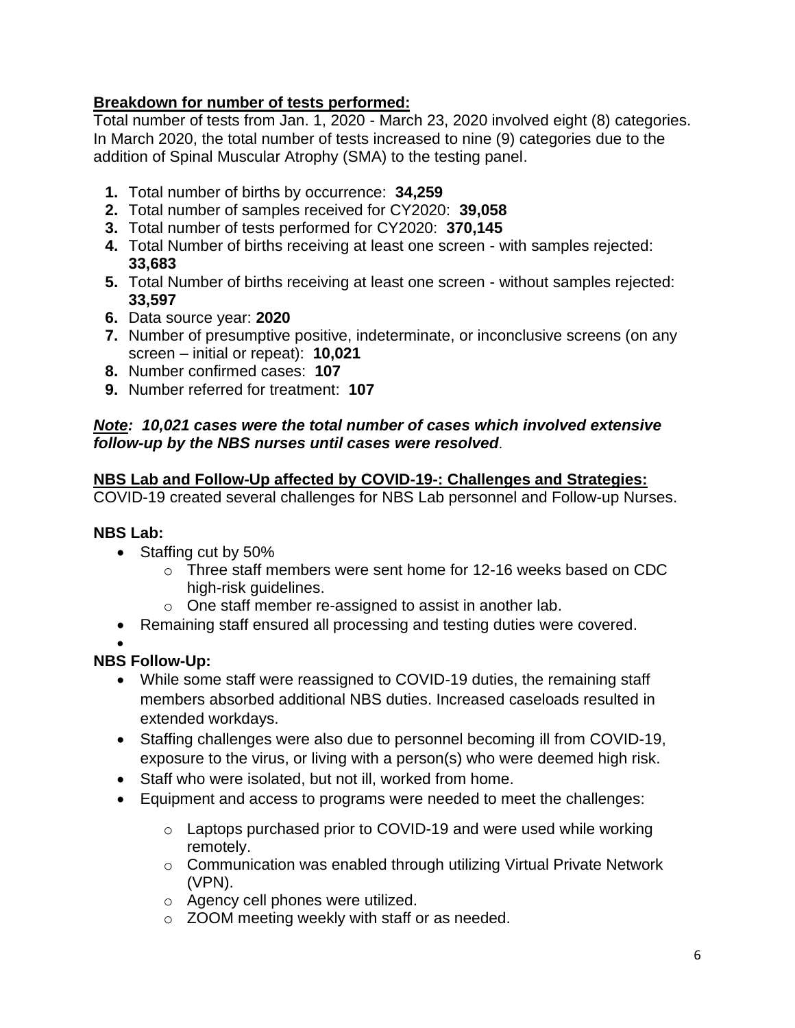**<u>Breakdown for number of tests performed:</u>**

Total number of tests from Jan. 1, 2020 - March 23, 2020 involved eight (8) categories. In March 2020, the total number of tests increased to nine (9) categories due to the addition of Spinal Muscular Atrophy (SMA) to the testing panel.

1. Total number of births by occurrence: **34,259**
2. Total number of samples received for CY2020: **39,058**
3. Total number of tests performed for CY2020: **370,145**
4. Total Number of births receiving at least one screen - with samples rejected: **33,683**
5. Total Number of births receiving at least one screen - without samples rejected: **33,597**
6. Data source year: **2020**
7. Number of presumptive positive, indeterminate, or inconclusive screens (on any screen – initial or repeat): **10,021**
8. Number confirmed cases: **107**
9. Number referred for treatment: **107**

***<u>Note</u>: 10,021 cases were the total number of cases which involved extensive follow-up by the NBS nurses until cases were resolved***.

**<u>NBS Lab and Follow-Up affected by COVID-19-: Challenges and Strategies:</u>**

COVID-19 created several challenges for NBS Lab personnel and Follow-up Nurses.

**NBS Lab:**

- Staffing cut by 50%
  - Three staff members were sent home for 12-16 weeks based on CDC high-risk guidelines.
  - One staff member re-assigned to assist in another lab.
- Remaining staff ensured all processing and testing duties were covered.

**NBS Follow-Up:**

- While some staff were reassigned to COVID-19 duties, the remaining staff members absorbed additional NBS duties. Increased caseloads resulted in extended workdays.
- Staffing challenges were also due to personnel becoming ill from COVID-19, exposure to the virus, or living with a person(s) who were deemed high risk.
- Staff who were isolated, but not ill, worked from home.
- Equipment and access to programs were needed to meet the challenges:
  - Laptops purchased prior to COVID-19 and were used while working remotely.
  - Communication was enabled through utilizing Virtual Private Network (VPN).
  - Agency cell phones were utilized.
  - ZOOM meeting weekly with staff or as needed.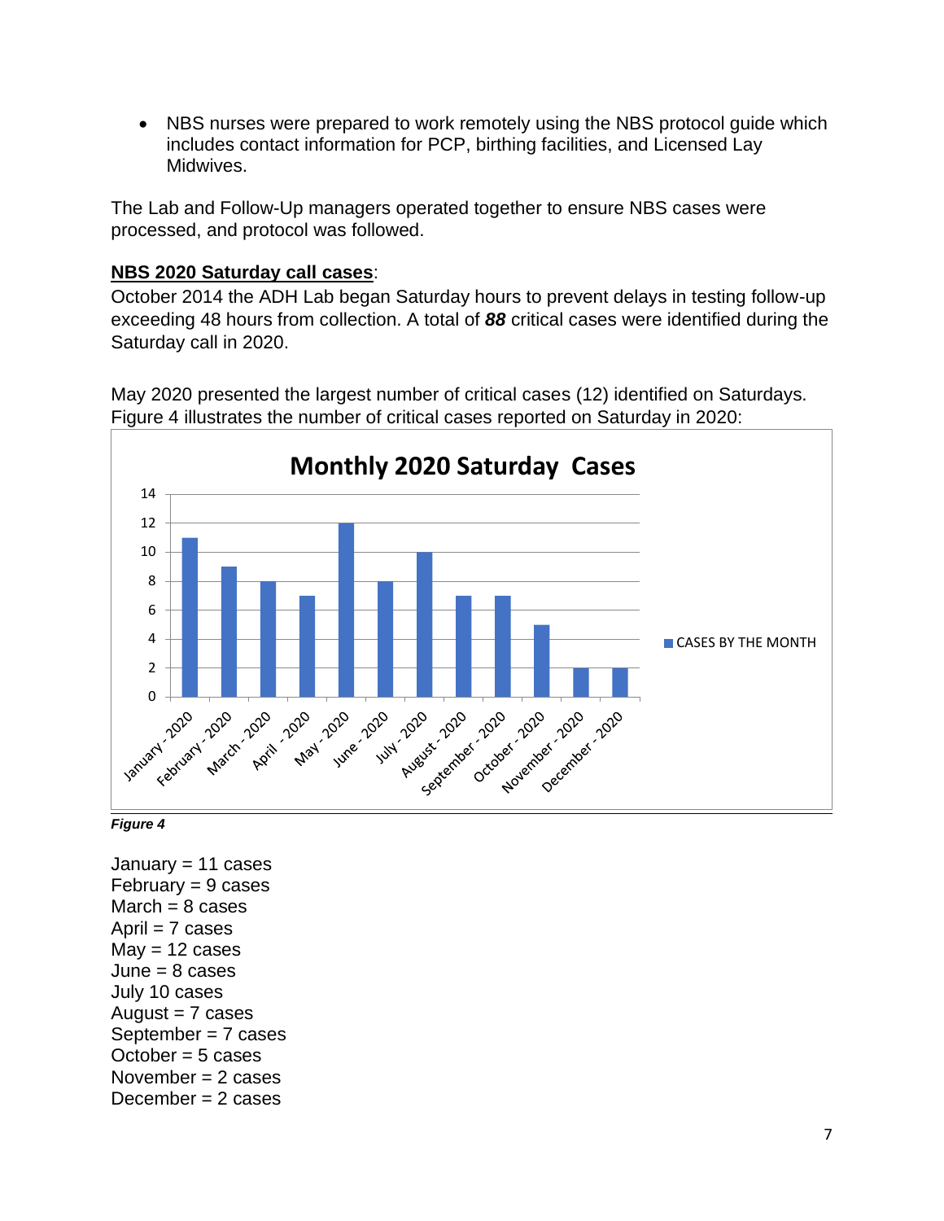- NBS nurses were prepared to work remotely using the NBS protocol guide which includes contact information for PCP, birthing facilities, and Licensed Lay Midwives.

The Lab and Follow-Up managers operated together to ensure NBS cases were processed, and protocol was followed.

**NBS 2020 Saturday call cases**:
October 2014 the ADH Lab began Saturday hours to prevent delays in testing follow-up exceeding 48 hours from collection. A total of ***88*** critical cases were identified during the Saturday call in 2020.

May 2020 presented the largest number of critical cases (12) identified on Saturdays. Figure 4 illustrates the number of critical cases reported on Saturday in 2020:

**Monthly 2020 Saturday Cases**

| Month | CASES BY THE MONTH |
|---|---|
| January - 2020 | 11 |
| February - 2020 | 9 |
| March - 2020 | 8 |
| April - 2020 | 7 |
| May - 2020 | 12 |
| June - 2020 | 8 |
| July - 2020 | 10 |
| August - 2020 | 7 |
| September - 2020 | 7 |
| October - 2020 | 5 |
| November - 2020 | 2 |
| December - 2020 | 2 |

***Figure 4***

January = 11 cases
February = 9 cases
March = 8 cases
April = 7 cases
May = 12 cases
June = 8 cases
July 10 cases
August = 7 cases
September = 7 cases
October = 5 cases
November = 2 cases
December = 2 cases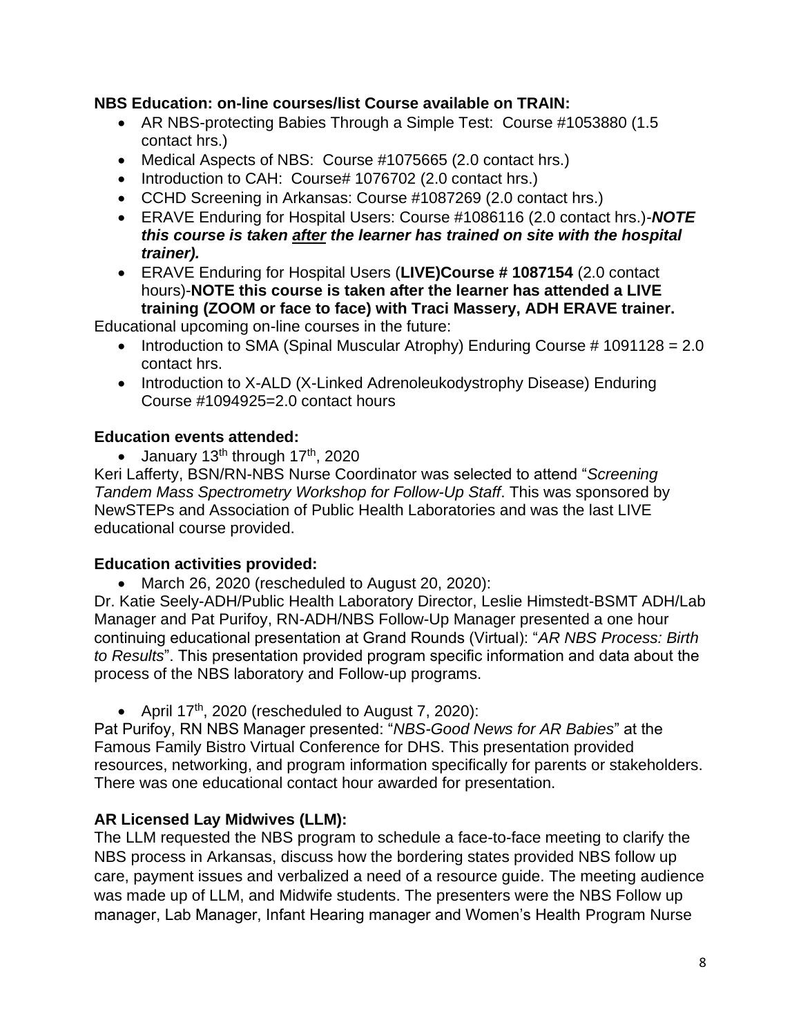**NBS Education: on-line courses/list Course available on TRAIN:**

- AR NBS-protecting Babies Through a Simple Test: Course #1053880 (1.5 contact hrs.)
- Medical Aspects of NBS: Course #1075665 (2.0 contact hrs.)
- Introduction to CAH: Course# 1076702 (2.0 contact hrs.)
- CCHD Screening in Arkansas: Course #1087269 (2.0 contact hrs.)
- ERAVE Enduring for Hospital Users: Course #1086116 (2.0 contact hrs.)-***NOTE this course is taken <u>after</u> the learner has trained on site with the hospital trainer).***
- ERAVE Enduring for Hospital Users (**LIVE)Course # 1087154** (2.0 contact hours)-**NOTE this course is taken after the learner has attended a LIVE training (ZOOM or face to face) with Traci Massery, ADH ERAVE trainer.**

Educational upcoming on-line courses in the future:

- Introduction to SMA (Spinal Muscular Atrophy) Enduring Course # 1091128 = 2.0 contact hrs.
- Introduction to X-ALD (X-Linked Adrenoleukodystrophy Disease) Enduring Course #1094925=2.0 contact hours

**Education events attended:**

- January 13th through 17th, 2020

Keri Lafferty, BSN/RN-NBS Nurse Coordinator was selected to attend "*Screening Tandem Mass Spectrometry Workshop for Follow-Up Staff*. This was sponsored by NewSTEPs and Association of Public Health Laboratories and was the last LIVE educational course provided.

**Education activities provided:**

- March 26, 2020 (rescheduled to August 20, 2020):

Dr. Katie Seely-ADH/Public Health Laboratory Director, Leslie Himstedt-BSMT ADH/Lab Manager and Pat Purifoy, RN-ADH/NBS Follow-Up Manager presented a one hour continuing educational presentation at Grand Rounds (Virtual): "*AR NBS Process: Birth to Results*". This presentation provided program specific information and data about the process of the NBS laboratory and Follow-up programs.

- April 17th, 2020 (rescheduled to August 7, 2020):

Pat Purifoy, RN NBS Manager presented: "*NBS-Good News for AR Babies*" at the Famous Family Bistro Virtual Conference for DHS. This presentation provided resources, networking, and program information specifically for parents or stakeholders. There was one educational contact hour awarded for presentation.

**AR Licensed Lay Midwives (LLM):**

The LLM requested the NBS program to schedule a face-to-face meeting to clarify the NBS process in Arkansas, discuss how the bordering states provided NBS follow up care, payment issues and verbalized a need of a resource guide. The meeting audience was made up of LLM, and Midwife students. The presenters were the NBS Follow up manager, Lab Manager, Infant Hearing manager and Women's Health Program Nurse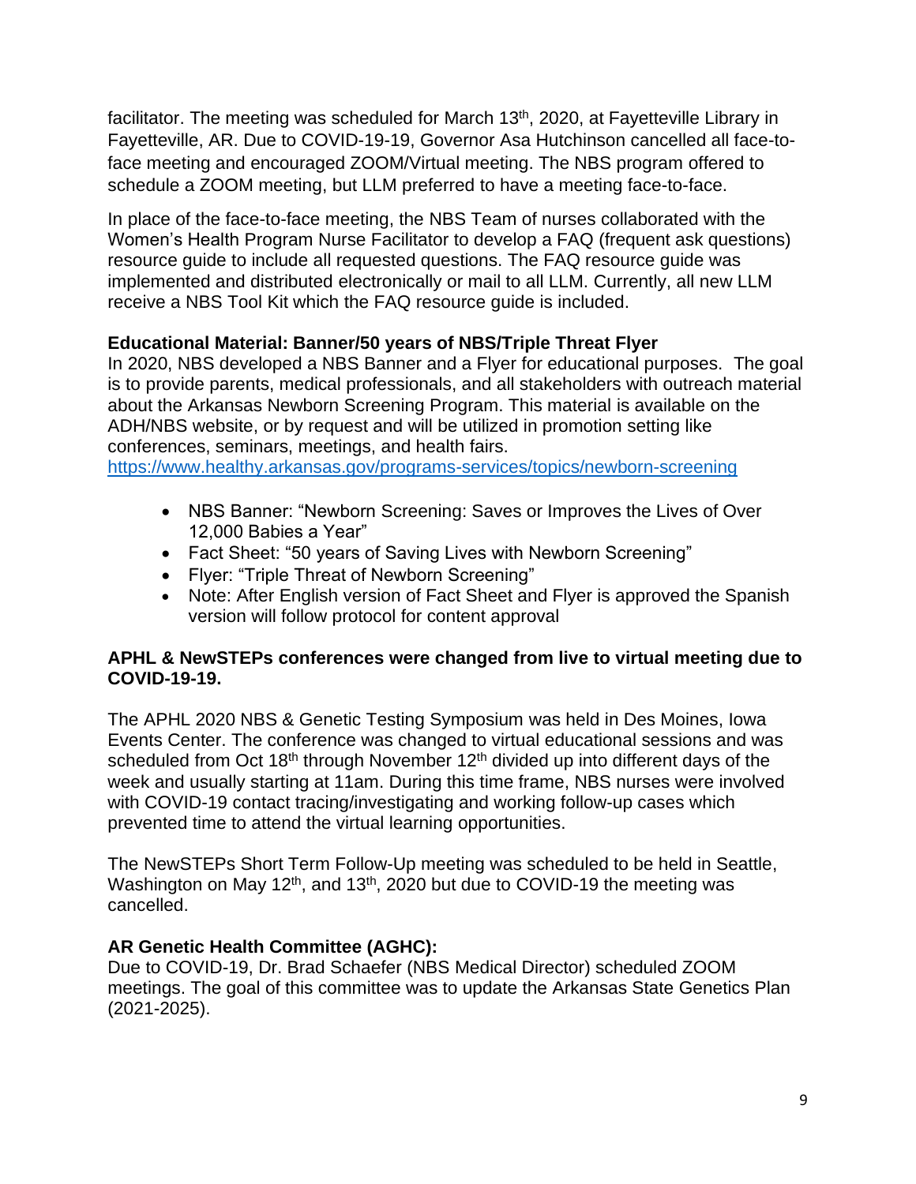facilitator. The meeting was scheduled for March 13th, 2020, at Fayetteville Library in Fayetteville, AR. Due to COVID-19-19, Governor Asa Hutchinson cancelled all face-to-face meeting and encouraged ZOOM/Virtual meeting. The NBS program offered to schedule a ZOOM meeting, but LLM preferred to have a meeting face-to-face.

In place of the face-to-face meeting, the NBS Team of nurses collaborated with the Women's Health Program Nurse Facilitator to develop a FAQ (frequent ask questions) resource guide to include all requested questions. The FAQ resource guide was implemented and distributed electronically or mail to all LLM. Currently, all new LLM receive a NBS Tool Kit which the FAQ resource guide is included.

**Educational Material: Banner/50 years of NBS/Triple Threat Flyer**

In 2020, NBS developed a NBS Banner and a Flyer for educational purposes. The goal is to provide parents, medical professionals, and all stakeholders with outreach material about the Arkansas Newborn Screening Program. This material is available on the ADH/NBS website, or by request and will be utilized in promotion setting like conferences, seminars, meetings, and health fairs.
https://www.healthy.arkansas.gov/programs-services/topics/newborn-screening

- NBS Banner: "Newborn Screening: Saves or Improves the Lives of Over 12,000 Babies a Year"
- Fact Sheet: "50 years of Saving Lives with Newborn Screening"
- Flyer: "Triple Threat of Newborn Screening"
- Note: After English version of Fact Sheet and Flyer is approved the Spanish version will follow protocol for content approval

**APHL & NewSTEPs conferences were changed from live to virtual meeting due to COVID-19-19.**

The APHL 2020 NBS & Genetic Testing Symposium was held in Des Moines, Iowa Events Center. The conference was changed to virtual educational sessions and was scheduled from Oct 18th through November 12th divided up into different days of the week and usually starting at 11am. During this time frame, NBS nurses were involved with COVID-19 contact tracing/investigating and working follow-up cases which prevented time to attend the virtual learning opportunities.

The NewSTEPs Short Term Follow-Up meeting was scheduled to be held in Seattle, Washington on May 12th, and 13th, 2020 but due to COVID-19 the meeting was cancelled.

**AR Genetic Health Committee (AGHC):**

Due to COVID-19, Dr. Brad Schaefer (NBS Medical Director) scheduled ZOOM meetings. The goal of this committee was to update the Arkansas State Genetics Plan (2021-2025).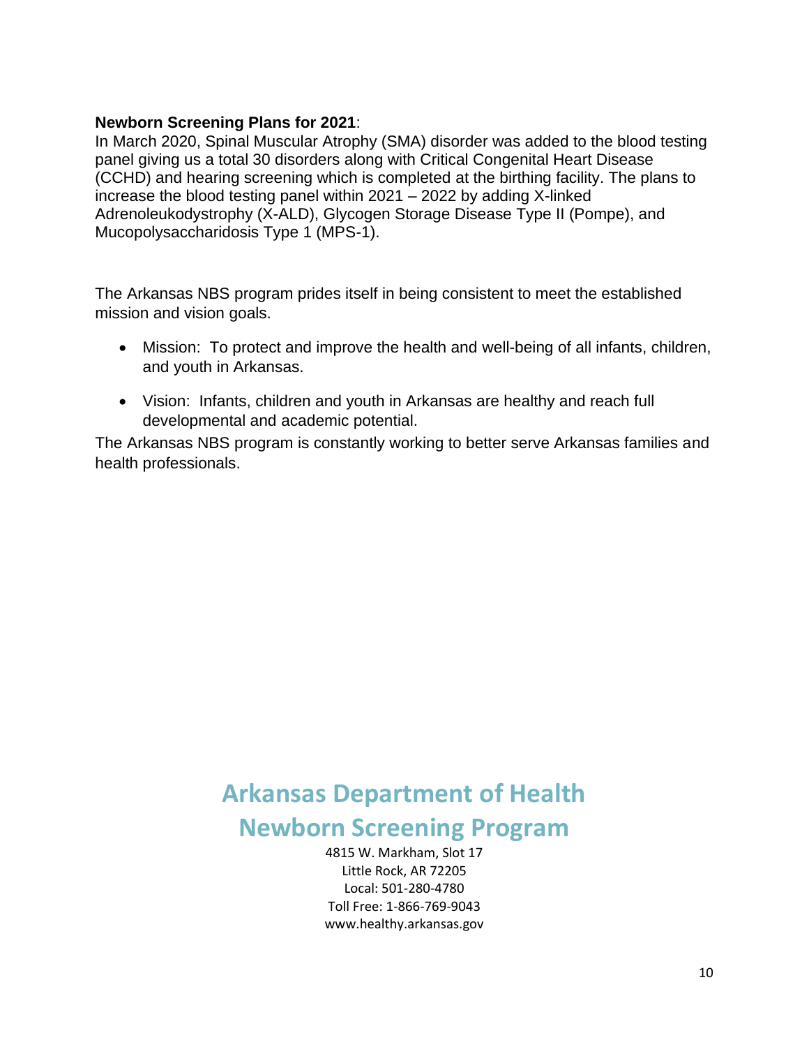**Newborn Screening Plans for 2021**:

In March 2020, Spinal Muscular Atrophy (SMA) disorder was added to the blood testing panel giving us a total 30 disorders along with Critical Congenital Heart Disease (CCHD) and hearing screening which is completed at the birthing facility. The plans to increase the blood testing panel within 2021 – 2022 by adding X-linked Adrenoleukodystrophy (X-ALD), Glycogen Storage Disease Type II (Pompe), and Mucopolysaccharidosis Type 1 (MPS-1).

The Arkansas NBS program prides itself in being consistent to meet the established mission and vision goals.

- Mission: To protect and improve the health and well-being of all infants, children, and youth in Arkansas.
- Vision: Infants, children and youth in Arkansas are healthy and reach full developmental and academic potential.

The Arkansas NBS program is constantly working to better serve Arkansas families and health professionals.

## Arkansas Department of Health
## Newborn Screening Program

4815 W. Markham, Slot 17
Little Rock, AR 72205
Local: 501-280-4780
Toll Free: 1-866-769-9043
www.healthy.arkansas.gov